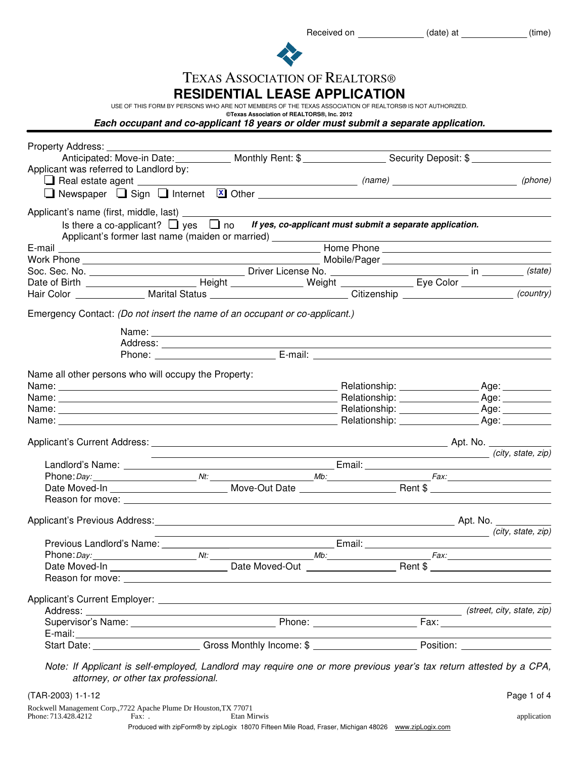Received on ____________ (date) at ____________ (time)

# TEXAS ASSOCIATION OF REALTORS®

## RESIDENTIAL LEASE APPLICATION

USE OF THIS FORM BY PERSONS WHO ARE NOT MEMBERS OF THE TEXAS ASSOCIATION OF REALTORS® IS NOT AUTHORIZED.
**©Texas Association of REALTORS®, Inc. 2012**

***Each occupant and co-applicant 18 years or older must submit a separate application.***

---

Property Address: ____________________________________________

Anticipated: Move-in Date: __________ Monthly Rent: $ ______________ Security Deposit: $ ______________

Applicant was referred to Landlord by:

☐ Real estate agent ______________________________ *(name)* ____________________ *(phone)*

☐ Newspaper ☐ Sign ☐ Internet ☒ Other ______________________________

Applicant's name (first, middle, last) ______________________________

Is there a co-applicant? ☐ yes ☐ no ***If yes, co-applicant must submit a separate application.***

Applicant's former last name (maiden or married) ______________________________

E-mail ______________________________ Home Phone ______________________________

Work Phone ______________________________ Mobile/Pager ______________________________

Soc. Sec. No. ______________________ Driver License No. ______________________ in ________ *(state)*

Date of Birth ________________ Height ____________ Weight ____________ Eye Color ____________

Hair Color ____________ Marital Status ______________________ Citizenship ____________________ *(country)*

Emergency Contact: *(Do not insert the name of an occupant or co-applicant.)*

Name: ______________________________

Address: ______________________________

Phone: ______________________ E-mail: ______________________________

Name all other persons who will occupy the Property:

Name: ______________________________ Relationship: ______________ Age: ________

Name: ______________________________ Relationship: ______________ Age: ________

Name: ______________________________ Relationship: ______________ Age: ________

Name: ______________________________ Relationship: ______________ Age: ________

Applicant's Current Address: ______________________________ Apt. No. ________

______________________________ *(city, state, zip)*

Landlord's Name: ______________________________ Email: ______________________________

Phone: *Day:* ______________ *Nt:* ______________ *Mb:* ______________ *Fax:* ______________

Date Moved-In ____________________ Move-Out Date ________________ Rent $ ____________________

Reason for move: ______________________________

Applicant's Previous Address: ______________________________ Apt. No. ________

______________________________ *(city, state, zip)*

Previous Landlord's Name: ______________________________ Email: ______________________________

Phone: *Day:* ______________ *Nt:* ______________ *Mb:* ______________ *Fax:* ______________

Date Moved-In ____________________ Date Moved-Out ________________ Rent $ ____________________

Reason for move: ______________________________

Applicant's Current Employer: ______________________________

Address: ______________________________ *(street, city, state, zip)*

Supervisor's Name: ______________________ Phone: ________________ Fax: ________________

E-mail: ______________________________

Start Date: ________________ Gross Monthly Income: $ ________________ Position: ________________

*Note: If Applicant is self-employed, Landlord may require one or more previous year's tax return attested by a CPA, attorney, or other tax professional.*

(TAR-2003) 1-1-12

Rockwell Management Corp.,7722 Apache Plume Dr Houston,TX 77071
Phone: 713.428.4212 Fax: . Etan Mirwis application

Produced with zipForm® by zipLogix 18070 Fifteen Mile Road, Fraser, Michigan 48026 www.zipLogix.com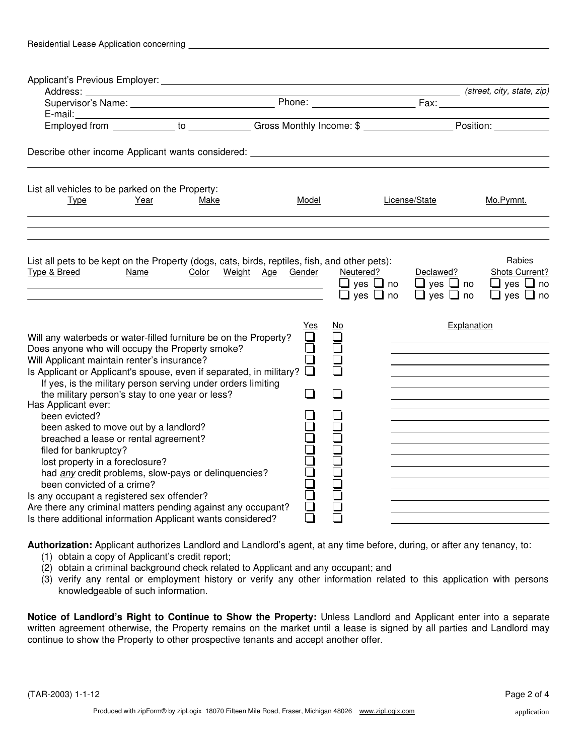Residential Lease Application concerning ______________________________________________

Applicant's Previous Employer: ______________________________________________

Address: ______________________________________________ *(street, city, state, zip)*

Supervisor's Name: ____________________ Phone: ____________________ Fax: ____________________

E-mail: ______________________________________________

Employed from ____________ to ____________ Gross Monthly Income: $ ________________ Position: ___________

Describe other income Applicant wants considered: ______________________________________________

______________________________________________

List all vehicles to be parked on the Property:

| Type | Year | Make | Model | License/State | Mo.Pymnt. |
|---|---|---|---|---|---|
| | | | | | |
| | | | | | |
| | | | | | |

List all pets to be kept on the Property (dogs, cats, birds, reptiles, fish, and other pets):

| Type & Breed | Name | Color | Weight | Age | Gender | Neutered? | Declawed? | Rabies Shots Current? |
|---|---|---|---|---|---|---|---|---|
| | | | | | | ❑ yes ❑ no | ❑ yes ❑ no | ❑ yes ❑ no |
| | | | | | | ❑ yes ❑ no | ❑ yes ❑ no | ❑ yes ❑ no |

| | Yes | No | Explanation |
|---|---|---|---|
| Will any waterbeds or water-filled furniture be on the Property? | ❑ | ❑ | |
| Does anyone who will occupy the Property smoke? | ❑ | ❑ | |
| Will Applicant maintain renter's insurance? | ❑ | ❑ | |
| Is Applicant or Applicant's spouse, even if separated, in military? | ❑ | ❑ | |
| If yes, is the military person serving under orders limiting the military person's stay to one year or less? | ❑ | ❑ | |
| Has Applicant ever: | | | |
| been evicted? | ❑ | ❑ | |
| been asked to move out by a landlord? | ❑ | ❑ | |
| breached a lease or rental agreement? | ❑ | ❑ | |
| filed for bankruptcy? | ❑ | ❑ | |
| lost property in a foreclosure? | ❑ | ❑ | |
| had *any* credit problems, slow-pays or delinquencies? | ❑ | ❑ | |
| been convicted of a crime? | ❑ | ❑ | |
| Is any occupant a registered sex offender? | ❑ | ❑ | |
| Are there any criminal matters pending against any occupant? | ❑ | ❑ | |
| Is there additional information Applicant wants considered? | ❑ | ❑ | |

**Authorization:** Applicant authorizes Landlord and Landlord's agent, at any time before, during, or after any tenancy, to:

(1) obtain a copy of Applicant's credit report;

(2) obtain a criminal background check related to Applicant and any occupant; and

(3) verify any rental or employment history or verify any other information related to this application with persons knowledgeable of such information.

**Notice of Landlord's Right to Continue to Show the Property:** Unless Landlord and Applicant enter into a separate written agreement otherwise, the Property remains on the market until a lease is signed by all parties and Landlord may continue to show the Property to other prospective tenants and accept another offer.

(TAR-2003) 1-1-12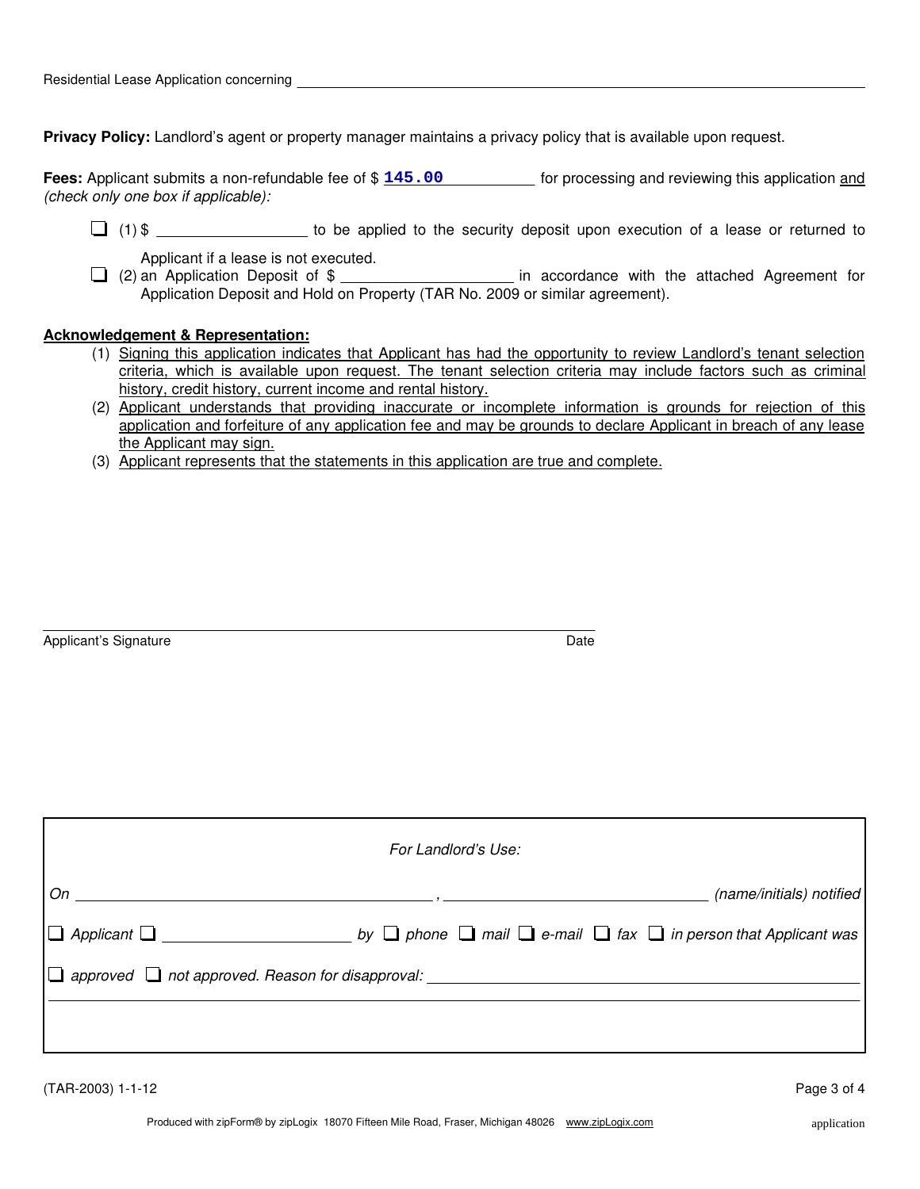Residential Lease Application concerning ________________________________________________

**Privacy Policy:** Landlord's agent or property manager maintains a privacy policy that is available upon request.

**Fees:** Applicant submits a non-refundable fee of $ **145.00** for processing and reviewing this application and *(check only one box if applicable):*

- ☐ (1) $ ____________ to be applied to the security deposit upon execution of a lease or returned to Applicant if a lease is not executed.
- ☐ (2) an Application Deposit of $ ______________ in accordance with the attached Agreement for Application Deposit and Hold on Property (TAR No. 2009 or similar agreement).

**Acknowledgement & Representation:**

(1) Signing this application indicates that Applicant has had the opportunity to review Landlord's tenant selection criteria, which is available upon request. The tenant selection criteria may include factors such as criminal history, credit history, current income and rental history.

(2) Applicant understands that providing inaccurate or incomplete information is grounds for rejection of this application and forfeiture of any application fee and may be grounds to declare Applicant in breach of any lease the Applicant may sign.

(3) Applicant represents that the statements in this application are true and complete.

_______________________________________________________________

Applicant's Signature                                                            Date

*For Landlord's Use:*

*On* ______________________________ , ______________________ *(name/initials) notified*

☐ *Applicant* ☐ ______________ *by* ☐ *phone* ☐ *mail* ☐ *e-mail* ☐ *fax* ☐ *in person that Applicant was*

☐ *approved* ☐ *not approved. Reason for disapproval:* ______________________________

(TAR-2003) 1-1-12

Produced with zipForm® by zipLogix 18070 Fifteen Mile Road, Fraser, Michigan 48026 www.zipLogix.com application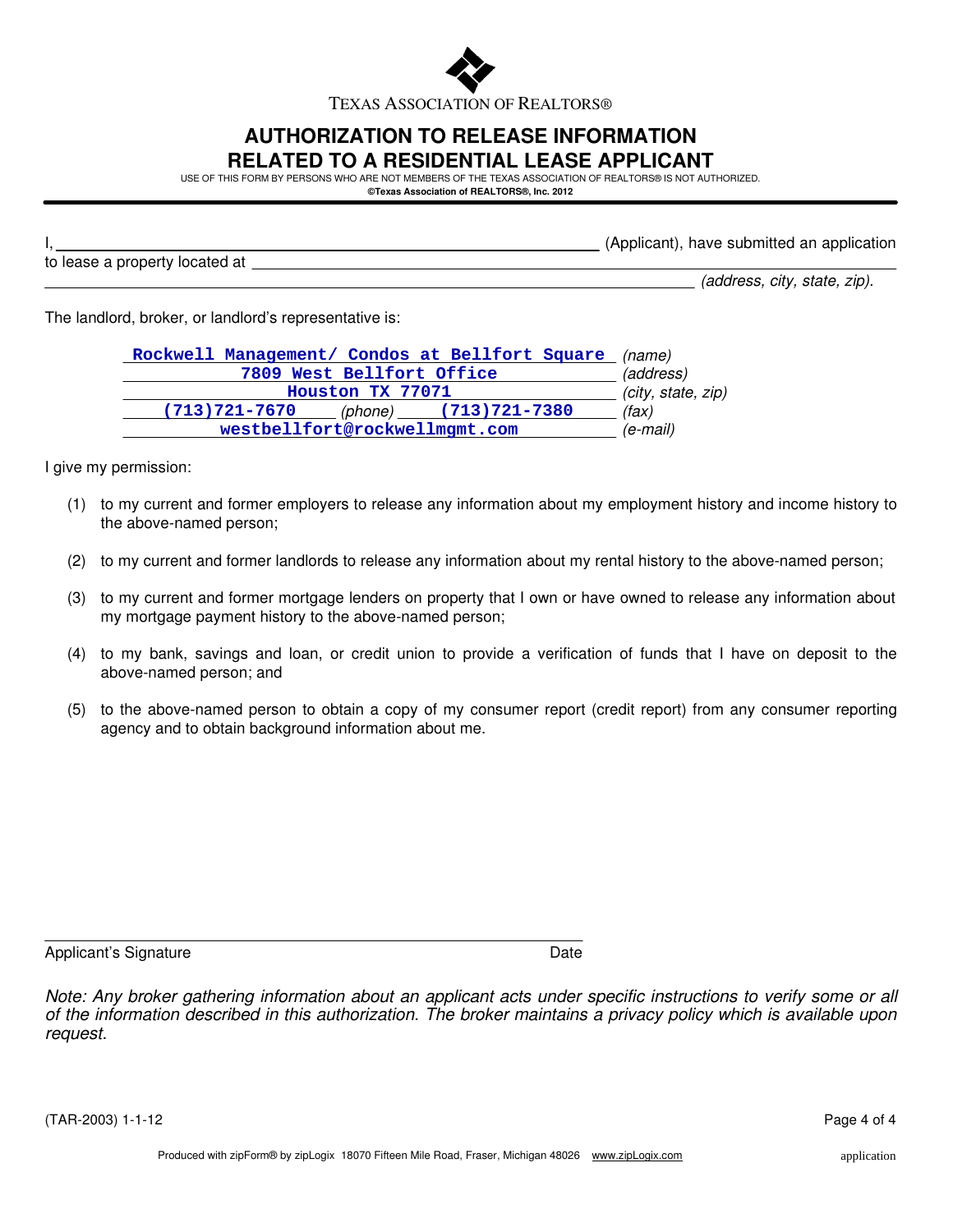TEXAS ASSOCIATION OF REALTORS®

# AUTHORIZATION TO RELEASE INFORMATION RELATED TO A RESIDENTIAL LEASE APPLICANT

USE OF THIS FORM BY PERSONS WHO ARE NOT MEMBERS OF THE TEXAS ASSOCIATION OF REALTORS® IS NOT AUTHORIZED.
**©Texas Association of REALTORS®, Inc. 2012**

I, ______________________________ (Applicant), have submitted an application to lease a property located at ______________________________ *(address, city, state, zip).*

The landlord, broker, or landlord's representative is:

Rockwell Management/ Condos at Bellfort Square *(name)*
7809 West Bellfort Office *(address)*
Houston TX 77071 *(city, state, zip)*
(713)721-7670 *(phone)* (713)721-7380 *(fax)*
westbellfort@rockwellmgmt.com *(e-mail)*

I give my permission:

(1) to my current and former employers to release any information about my employment history and income history to the above-named person;

(2) to my current and former landlords to release any information about my rental history to the above-named person;

(3) to my current and former mortgage lenders on property that I own or have owned to release any information about my mortgage payment history to the above-named person;

(4) to my bank, savings and loan, or credit union to provide a verification of funds that I have on deposit to the above-named person; and

(5) to the above-named person to obtain a copy of my consumer report (credit report) from any consumer reporting agency and to obtain background information about me.

______________________________
Applicant's Signature Date

*Note: Any broker gathering information about an applicant acts under specific instructions to verify some or all of the information described in this authorization. The broker maintains a privacy policy which is available upon request.*

(TAR-2003) 1-1-12